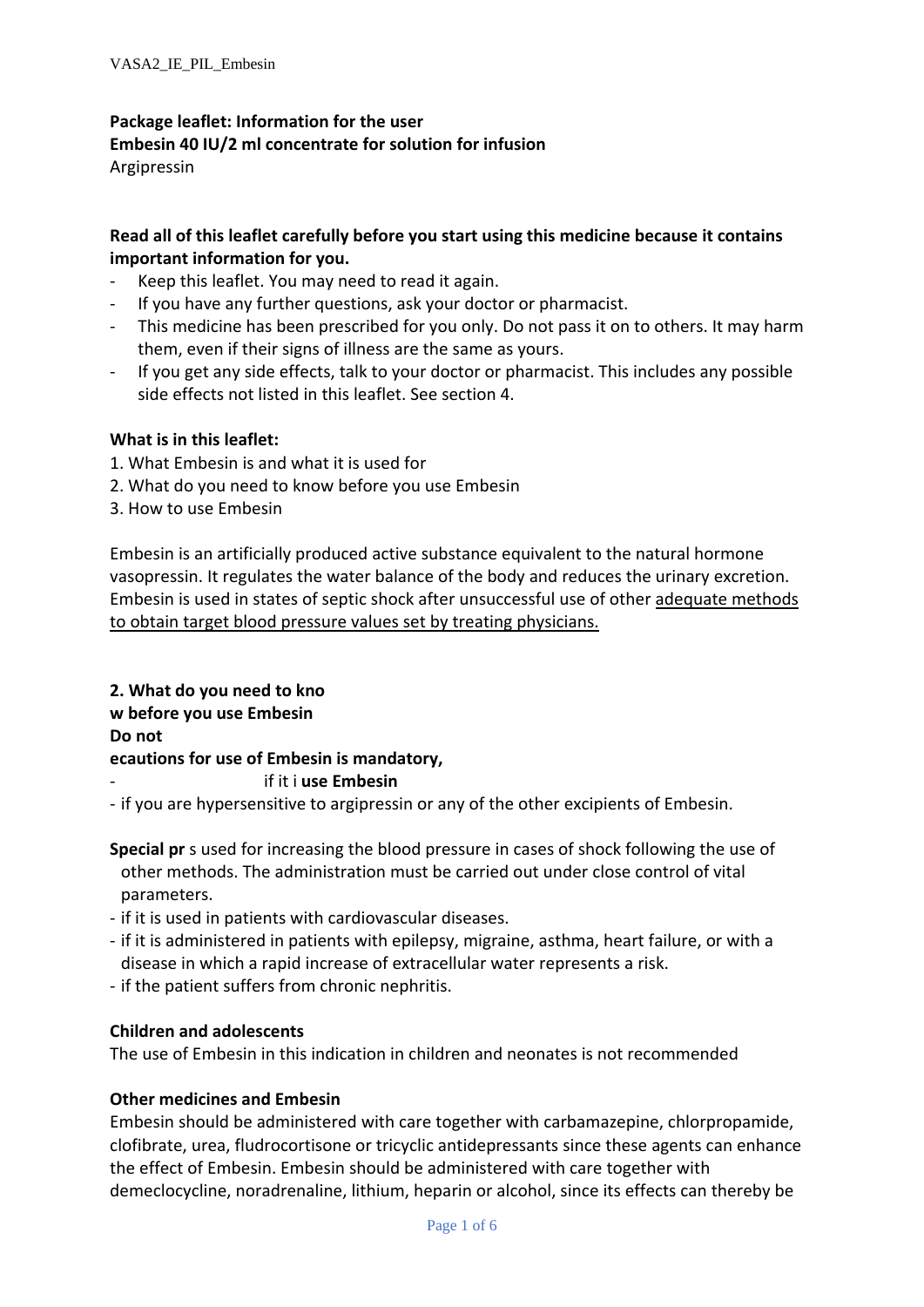**Package leaflet: Information for the user**
**Embesin 40 IU/2 ml concentrate for solution for infusion**
Argipressin

**Read all of this leaflet carefully before you start using this medicine because it contains important information for you.**

- Keep this leaflet. You may need to read it again.
- If you have any further questions, ask your doctor or pharmacist.
- This medicine has been prescribed for you only. Do not pass it on to others. It may harm them, even if their signs of illness are the same as yours.
- If you get any side effects, talk to your doctor or pharmacist. This includes any possible side effects not listed in this leaflet. See section 4.

**What is in this leaflet:**
1. What Embesin is and what it is used for
2. What do you need to know before you use Embesin
3. How to use Embesin

Embesin is an artificially produced active substance equivalent to the natural hormone vasopressin. It regulates the water balance of the body and reduces the urinary excretion. Embesin is used in states of septic shock after unsuccessful use of other adequate methods to obtain target blood pressure values set by treating physicians.

**2. What do you need to kno**
**w before you use Embesin**
**Do not**
**ecautions for use of Embesin is mandatory,**
- if it i **use Embesin**
- if you are hypersensitive to argipressin or any of the other excipients of Embesin.

**Special pr** s used for increasing the blood pressure in cases of shock following the use of other methods. The administration must be carried out under close control of vital parameters.
- if it is used in patients with cardiovascular diseases.
- if it is administered in patients with epilepsy, migraine, asthma, heart failure, or with a disease in which a rapid increase of extracellular water represents a risk.
- if the patient suffers from chronic nephritis.

**Children and adolescents**
The use of Embesin in this indication in children and neonates is not recommended

**Other medicines and Embesin**
Embesin should be administered with care together with carbamazepine, chlorpropamide, clofibrate, urea, fludrocortisone or tricyclic antidepressants since these agents can enhance the effect of Embesin. Embesin should be administered with care together with demeclocycline, noradrenaline, lithium, heparin or alcohol, since its effects can thereby be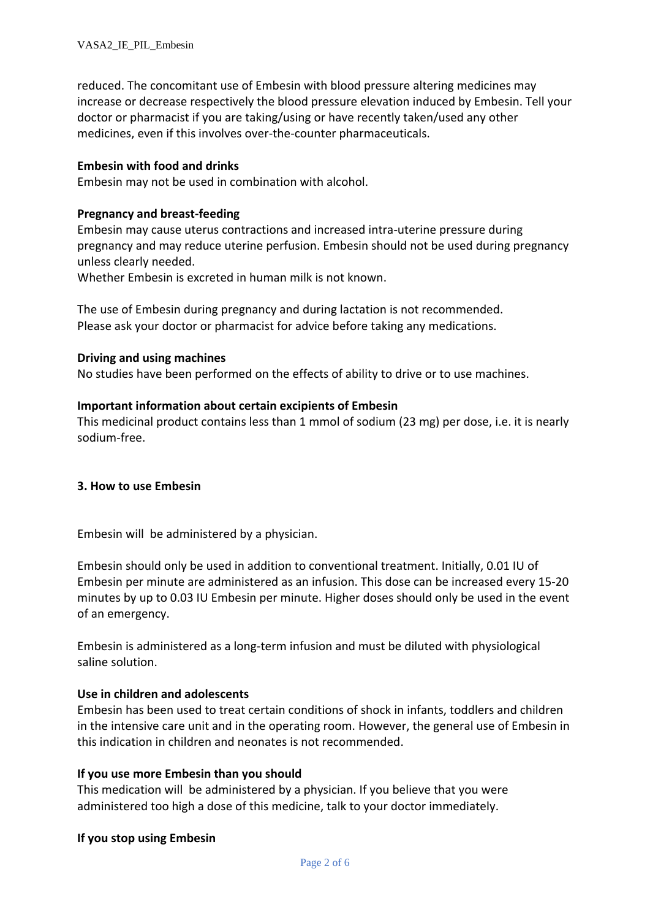reduced. The concomitant use of Embesin with blood pressure altering medicines may increase or decrease respectively the blood pressure elevation induced by Embesin. Tell your doctor or pharmacist if you are taking/using or have recently taken/used any other medicines, even if this involves over-the-counter pharmaceuticals.

**Embesin with food and drinks**
Embesin may not be used in combination with alcohol.

**Pregnancy and breast-feeding**
Embesin may cause uterus contractions and increased intra-uterine pressure during pregnancy and may reduce uterine perfusion. Embesin should not be used during pregnancy unless clearly needed.
Whether Embesin is excreted in human milk is not known.

The use of Embesin during pregnancy and during lactation is not recommended.
Please ask your doctor or pharmacist for advice before taking any medications.

**Driving and using machines**
No studies have been performed on the effects of ability to drive or to use machines.

**Important information about certain excipients of Embesin**
This medicinal product contains less than 1 mmol of sodium (23 mg) per dose, i.e. it is nearly sodium-free.

## 3. How to use Embesin

Embesin will be administered by a physician.

Embesin should only be used in addition to conventional treatment. Initially, 0.01 IU of Embesin per minute are administered as an infusion. This dose can be increased every 15-20 minutes by up to 0.03 IU Embesin per minute. Higher doses should only be used in the event of an emergency.

Embesin is administered as a long-term infusion and must be diluted with physiological saline solution.

**Use in children and adolescents**
Embesin has been used to treat certain conditions of shock in infants, toddlers and children in the intensive care unit and in the operating room. However, the general use of Embesin in this indication in children and neonates is not recommended.

**If you use more Embesin than you should**
This medication will be administered by a physician. If you believe that you were administered too high a dose of this medicine, talk to your doctor immediately.

**If you stop using Embesin**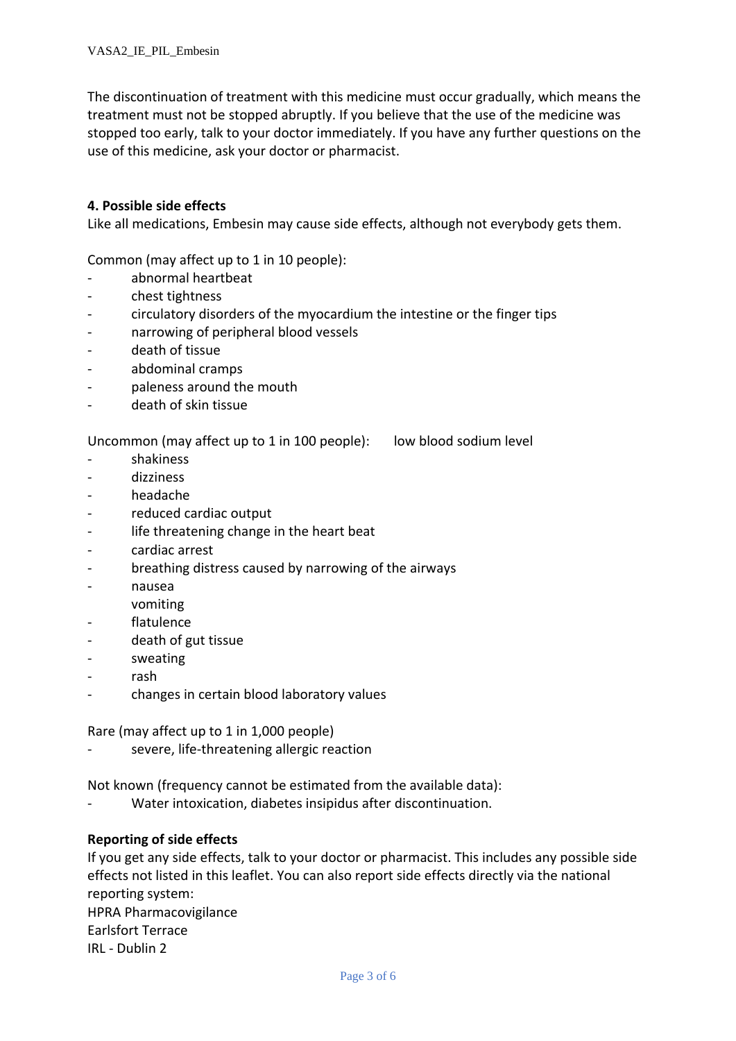The discontinuation of treatment with this medicine must occur gradually, which means the treatment must not be stopped abruptly. If you believe that the use of the medicine was stopped too early, talk to your doctor immediately. If you have any further questions on the use of this medicine, ask your doctor or pharmacist.

**4. Possible side effects**

Like all medications, Embesin may cause side effects, although not everybody gets them.

Common (may affect up to 1 in 10 people):

- abnormal heartbeat
- chest tightness
- circulatory disorders of the myocardium the intestine or the finger tips
- narrowing of peripheral blood vessels
- death of tissue
- abdominal cramps
- paleness around the mouth
- death of skin tissue

Uncommon (may affect up to 1 in 100 people): low blood sodium level

- shakiness
- dizziness
- headache
- reduced cardiac output
- life threatening change in the heart beat
- cardiac arrest
- breathing distress caused by narrowing of the airways
- nausea
  vomiting
- flatulence
- death of gut tissue
- sweating
- rash
- changes in certain blood laboratory values

Rare (may affect up to 1 in 1,000 people)

- severe, life-threatening allergic reaction

Not known (frequency cannot be estimated from the available data):

- Water intoxication, diabetes insipidus after discontinuation.

**Reporting of side effects**

If you get any side effects, talk to your doctor or pharmacist. This includes any possible side effects not listed in this leaflet. You can also report side effects directly via the national reporting system:

HPRA Pharmacovigilance
Earlsfort Terrace
IRL - Dublin 2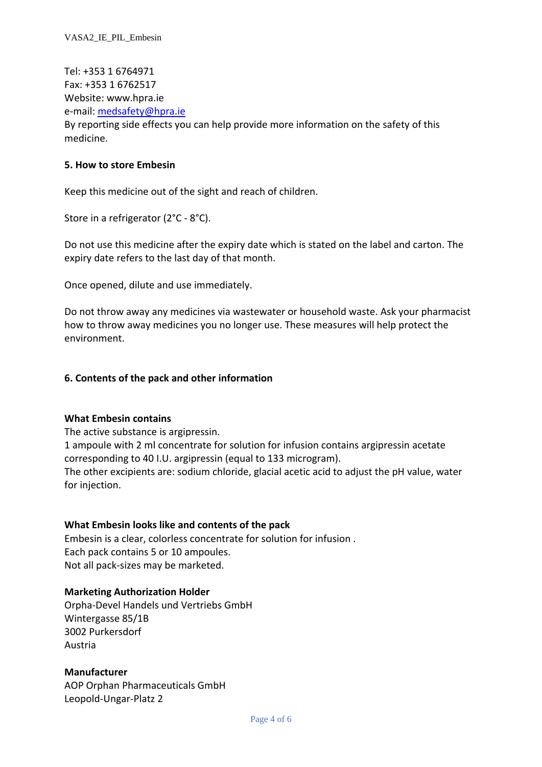Tel: +353 1 6764971
Fax: +353 1 6762517
Website: www.hpra.ie
e-mail: medsafety@hpra.ie
By reporting side effects you can help provide more information on the safety of this medicine.

## 5. How to store Embesin

Keep this medicine out of the sight and reach of children.

Store in a refrigerator (2°C - 8°C).

Do not use this medicine after the expiry date which is stated on the label and carton. The expiry date refers to the last day of that month.

Once opened, dilute and use immediately.

Do not throw away any medicines via wastewater or household waste. Ask your pharmacist how to throw away medicines you no longer use. These measures will help protect the environment.

## 6. Contents of the pack and other information

**What Embesin contains**
The active substance is argipressin.
1 ampoule with 2 ml concentrate for solution for infusion contains argipressin acetate corresponding to 40 I.U. argipressin (equal to 133 microgram).
The other excipients are: sodium chloride, glacial acetic acid to adjust the pH value, water for injection.

**What Embesin looks like and contents of the pack**
Embesin is a clear, colorless concentrate for solution for infusion .
Each pack contains 5 or 10 ampoules.
Not all pack-sizes may be marketed.

**Marketing Authorization Holder**
Orpha-Devel Handels und Vertriebs GmbH
Wintergasse 85/1B
3002 Purkersdorf
Austria

**Manufacturer**
AOP Orphan Pharmaceuticals GmbH
Leopold-Ungar-Platz 2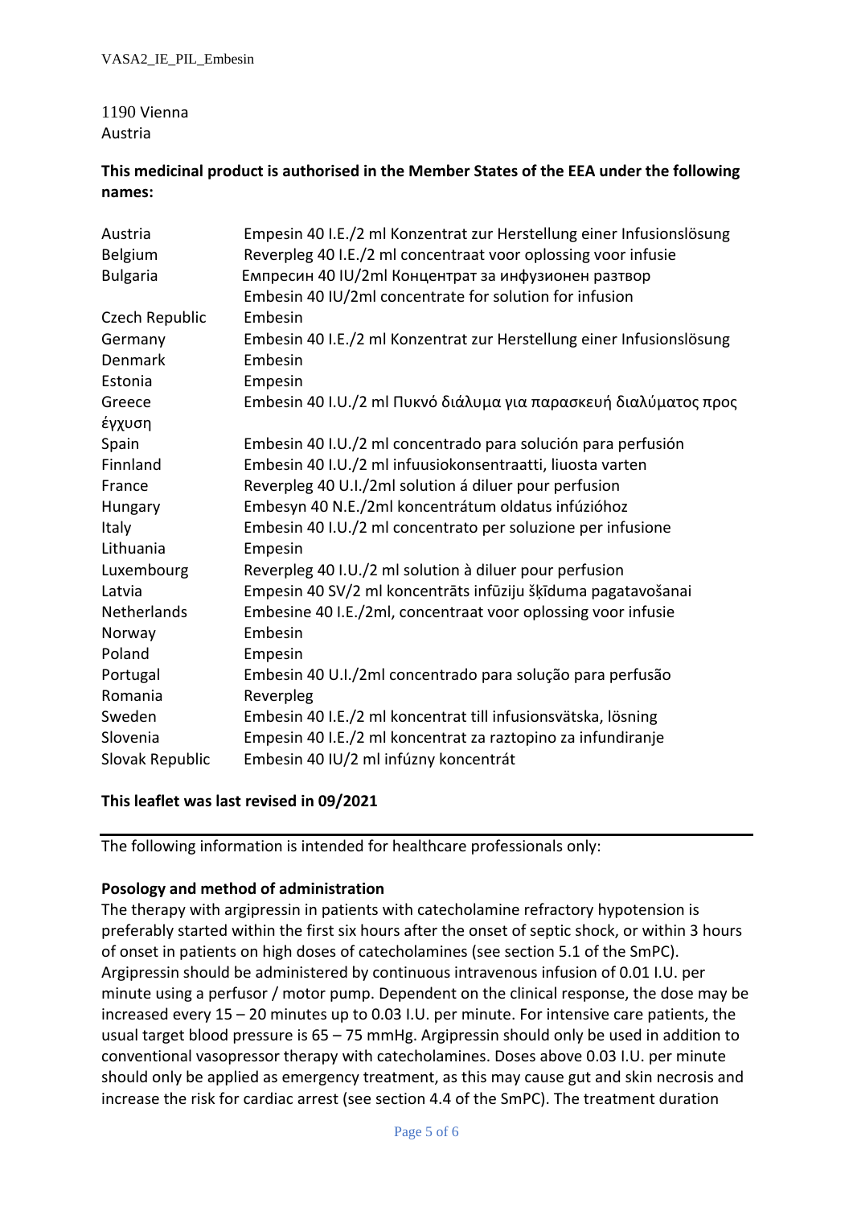1190 Vienna
Austria

**This medicinal product is authorised in the Member States of the EEA under the following names:**

| | |
|---|---|
| Austria | Empesin 40 I.E./2 ml Konzentrat zur Herstellung einer Infusionslösung |
| Belgium | Reverpleg 40 I.E./2 ml concentraat voor oplossing voor infusie |
| Bulgaria | Емпресин 40 IU/2ml Концентрат за инфузионен разтвор<br>Embesin 40 IU/2ml concentrate for solution for infusion |
| Czech Republic | Embesin |
| Germany | Embesin 40 I.E./2 ml Konzentrat zur Herstellung einer Infusionslösung |
| Denmark | Embesin |
| Estonia | Empesin |
| Greece | Embesin 40 I.U./2 ml Πυκνό διάλυμα για παρασκευή διαλύματος προς έγχυση |
| Spain | Embesin 40 I.U./2 ml concentrado para solución para perfusión |
| Finnland | Embesin 40 I.U./2 ml infuusiokonsentraatti, liuosta varten |
| France | Reverpleg 40 U.I./2ml solution á diluer pour perfusion |
| Hungary | Embesyn 40 N.E./2ml koncentrátum oldatus infúzióhoz |
| Italy | Embesin 40 I.U./2 ml concentrato per soluzione per infusione |
| Lithuania | Empesin |
| Luxembourg | Reverpleg 40 I.U./2 ml solution à diluer pour perfusion |
| Latvia | Empesin 40 SV/2 ml koncentrāts infūziju šķīduma pagatavošanai |
| Netherlands | Embesine 40 I.E./2ml, concentraat voor oplossing voor infusie |
| Norway | Embesin |
| Poland | Empesin |
| Portugal | Embesin 40 U.I./2ml concentrado para solução para perfusão |
| Romania | Reverpleg |
| Sweden | Embesin 40 I.E./2 ml koncentrat till infusionsvätska, lösning |
| Slovenia | Empesin 40 I.E./2 ml koncentrat za raztopino za infundiranje |
| Slovak Republic | Embesin 40 IU/2 ml infúzny koncentrát |

**This leaflet was last revised in 09/2021**

---

The following information is intended for healthcare professionals only:

**Posology and method of administration**

The therapy with argipressin in patients with catecholamine refractory hypotension is preferably started within the first six hours after the onset of septic shock, or within 3 hours of onset in patients on high doses of catecholamines (see section 5.1 of the SmPC). Argipressin should be administered by continuous intravenous infusion of 0.01 I.U. per minute using a perfusor / motor pump. Dependent on the clinical response, the dose may be increased every 15 – 20 minutes up to 0.03 I.U. per minute. For intensive care patients, the usual target blood pressure is 65 – 75 mmHg. Argipressin should only be used in addition to conventional vasopressor therapy with catecholamines. Doses above 0.03 I.U. per minute should only be applied as emergency treatment, as this may cause gut and skin necrosis and increase the risk for cardiac arrest (see section 4.4 of the SmPC). The treatment duration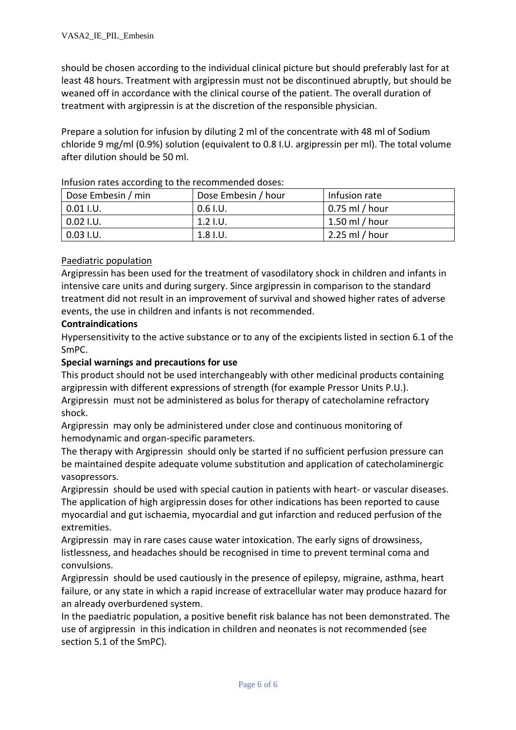should be chosen according to the individual clinical picture but should preferably last for at least 48 hours. Treatment with argipressin must not be discontinued abruptly, but should be weaned off in accordance with the clinical course of the patient. The overall duration of treatment with argipressin is at the discretion of the responsible physician.

Prepare a solution for infusion by diluting 2 ml of the concentrate with 48 ml of Sodium chloride 9 mg/ml (0.9%) solution (equivalent to 0.8 I.U. argipressin per ml). The total volume after dilution should be 50 ml.

Infusion rates according to the recommended doses:

| Dose Embesin / min | Dose Embesin / hour | Infusion rate |
|---|---|---|
| 0.01 I.U. | 0.6 I.U. | 0.75 ml / hour |
| 0.02 I.U. | 1.2 I.U. | 1.50 ml / hour |
| 0.03 I.U. | 1.8 I.U. | 2.25 ml / hour |

<u>Paediatric population</u>

Argipressin has been used for the treatment of vasodilatory shock in children and infants in intensive care units and during surgery. Since argipressin in comparison to the standard treatment did not result in an improvement of survival and showed higher rates of adverse events, the use in children and infants is not recommended.

**Contraindications**

Hypersensitivity to the active substance or to any of the excipients listed in section 6.1 of the SmPC.

**Special warnings and precautions for use**

This product should not be used interchangeably with other medicinal products containing argipressin with different expressions of strength (for example Pressor Units P.U.).
Argipressin must not be administered as bolus for therapy of catecholamine refractory shock.
Argipressin may only be administered under close and continuous monitoring of hemodynamic and organ-specific parameters.
The therapy with Argipressin should only be started if no sufficient perfusion pressure can be maintained despite adequate volume substitution and application of catecholaminergic vasopressors.
Argipressin should be used with special caution in patients with heart- or vascular diseases. The application of high argipressin doses for other indications has been reported to cause myocardial and gut ischaemia, myocardial and gut infarction and reduced perfusion of the extremities.
Argipressin may in rare cases cause water intoxication. The early signs of drowsiness, listlessness, and headaches should be recognised in time to prevent terminal coma and convulsions.
Argipressin should be used cautiously in the presence of epilepsy, migraine, asthma, heart failure, or any state in which a rapid increase of extracellular water may produce hazard for an already overburdened system.
In the paediatric population, a positive benefit risk balance has not been demonstrated. The use of argipressin in this indication in children and neonates is not recommended (see section 5.1 of the SmPC).